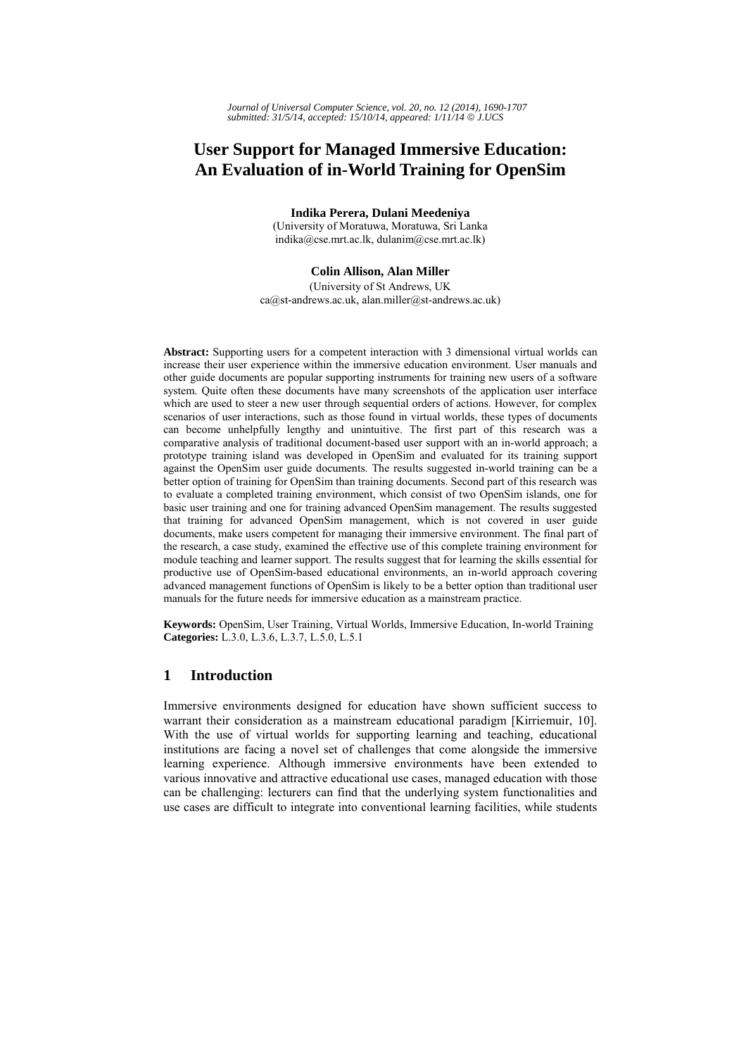# User Support for Managed Immersive Education: An Evaluation of in-World Training for OpenSim

**Indika Perera, Dulani Meedeniya**
(University of Moratuwa, Moratuwa, Sri Lanka
indika@cse.mrt.ac.lk, dulanim@cse.mrt.ac.lk)

**Colin Allison, Alan Miller**
(University of St Andrews, UK
ca@st-andrews.ac.uk, alan.miller@st-andrews.ac.uk)

**Abstract:** Supporting users for a competent interaction with 3 dimensional virtual worlds can increase their user experience within the immersive education environment. User manuals and other guide documents are popular supporting instruments for training new users of a software system. Quite often these documents have many screenshots of the application user interface which are used to steer a new user through sequential orders of actions. However, for complex scenarios of user interactions, such as those found in virtual worlds, these types of documents can become unhelpfully lengthy and unintuitive. The first part of this research was a comparative analysis of traditional document-based user support with an in-world approach; a prototype training island was developed in OpenSim and evaluated for its training support against the OpenSim user guide documents. The results suggested in-world training can be a better option of training for OpenSim than training documents. Second part of this research was to evaluate a completed training environment, which consist of two OpenSim islands, one for basic user training and one for training advanced OpenSim management. The results suggested that training for advanced OpenSim management, which is not covered in user guide documents, make users competent for managing their immersive environment. The final part of the research, a case study, examined the effective use of this complete training environment for module teaching and learner support. The results suggest that for learning the skills essential for productive use of OpenSim-based educational environments, an in-world approach covering advanced management functions of OpenSim is likely to be a better option than traditional user manuals for the future needs for immersive education as a mainstream practice.

**Keywords:** OpenSim, User Training, Virtual Worlds, Immersive Education, In-world Training
**Categories:** L.3.0, L.3.6, L.3.7, L.5.0, L.5.1

## 1 Introduction

Immersive environments designed for education have shown sufficient success to warrant their consideration as a mainstream educational paradigm [Kirriemuir, 10]. With the use of virtual worlds for supporting learning and teaching, educational institutions are facing a novel set of challenges that come alongside the immersive learning experience. Although immersive environments have been extended to various innovative and attractive educational use cases, managed education with those can be challenging: lecturers can find that the underlying system functionalities and use cases are difficult to integrate into conventional learning facilities, while students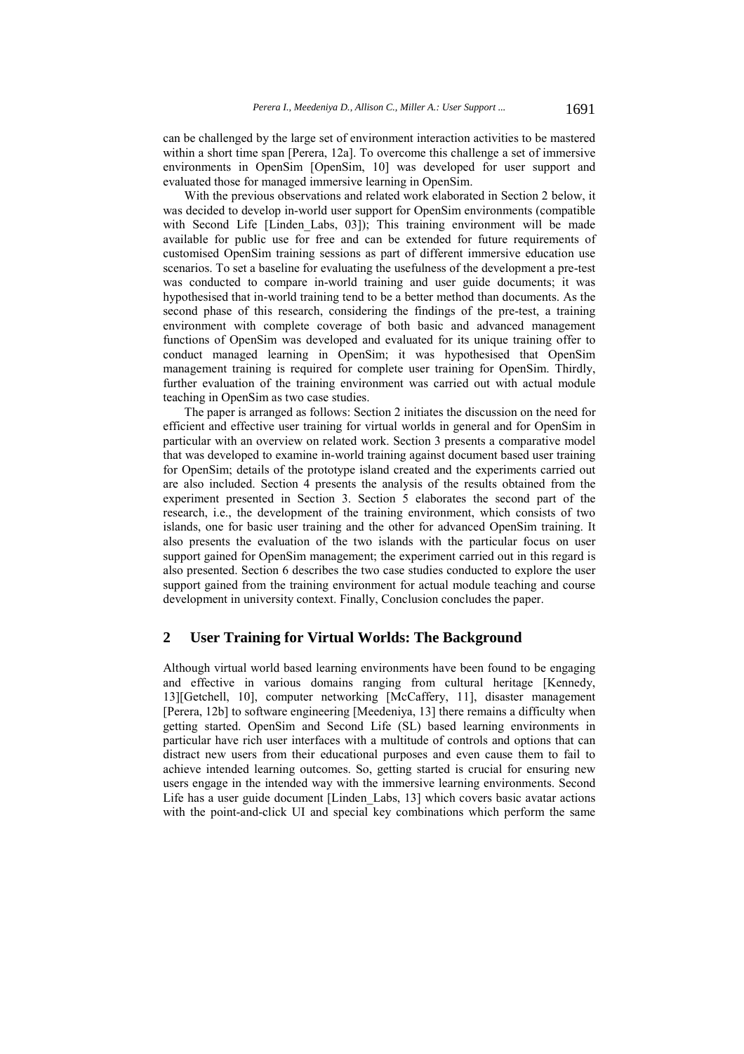can be challenged by the large set of environment interaction activities to be mastered within a short time span [Perera, 12a]. To overcome this challenge a set of immersive environments in OpenSim [OpenSim, 10] was developed for user support and evaluated those for managed immersive learning in OpenSim.

With the previous observations and related work elaborated in Section 2 below, it was decided to develop in-world user support for OpenSim environments (compatible with Second Life [Linden_Labs, 03]); This training environment will be made available for public use for free and can be extended for future requirements of customised OpenSim training sessions as part of different immersive education use scenarios. To set a baseline for evaluating the usefulness of the development a pre-test was conducted to compare in-world training and user guide documents; it was hypothesised that in-world training tend to be a better method than documents. As the second phase of this research, considering the findings of the pre-test, a training environment with complete coverage of both basic and advanced management functions of OpenSim was developed and evaluated for its unique training offer to conduct managed learning in OpenSim; it was hypothesised that OpenSim management training is required for complete user training for OpenSim. Thirdly, further evaluation of the training environment was carried out with actual module teaching in OpenSim as two case studies.

The paper is arranged as follows: Section 2 initiates the discussion on the need for efficient and effective user training for virtual worlds in general and for OpenSim in particular with an overview on related work. Section 3 presents a comparative model that was developed to examine in-world training against document based user training for OpenSim; details of the prototype island created and the experiments carried out are also included. Section 4 presents the analysis of the results obtained from the experiment presented in Section 3. Section 5 elaborates the second part of the research, i.e., the development of the training environment, which consists of two islands, one for basic user training and the other for advanced OpenSim training. It also presents the evaluation of the two islands with the particular focus on user support gained for OpenSim management; the experiment carried out in this regard is also presented. Section 6 describes the two case studies conducted to explore the user support gained from the training environment for actual module teaching and course development in university context. Finally, Conclusion concludes the paper.

## 2 User Training for Virtual Worlds: The Background

Although virtual world based learning environments have been found to be engaging and effective in various domains ranging from cultural heritage [Kennedy, 13][Getchell, 10], computer networking [McCaffery, 11], disaster management [Perera, 12b] to software engineering [Meedeniya, 13] there remains a difficulty when getting started. OpenSim and Second Life (SL) based learning environments in particular have rich user interfaces with a multitude of controls and options that can distract new users from their educational purposes and even cause them to fail to achieve intended learning outcomes. So, getting started is crucial for ensuring new users engage in the intended way with the immersive learning environments. Second Life has a user guide document [Linden_Labs, 13] which covers basic avatar actions with the point-and-click UI and special key combinations which perform the same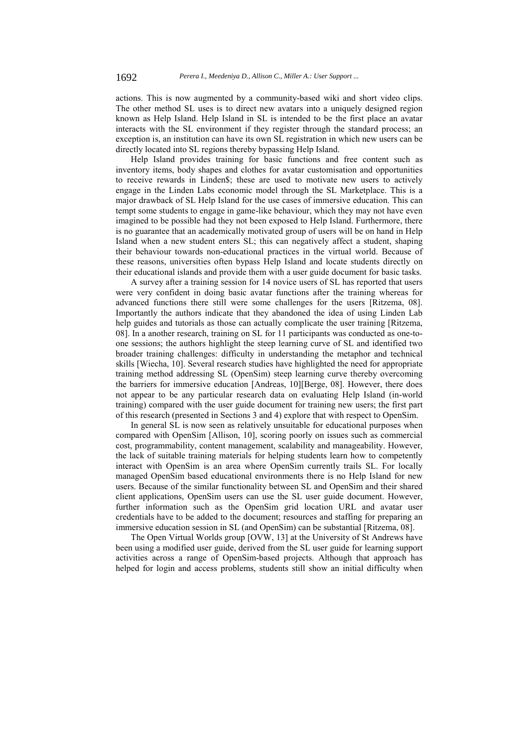actions. This is now augmented by a community-based wiki and short video clips. The other method SL uses is to direct new avatars into a uniquely designed region known as Help Island. Help Island in SL is intended to be the first place an avatar interacts with the SL environment if they register through the standard process; an exception is, an institution can have its own SL registration in which new users can be directly located into SL regions thereby bypassing Help Island.

Help Island provides training for basic functions and free content such as inventory items, body shapes and clothes for avatar customisation and opportunities to receive rewards in Linden$; these are used to motivate new users to actively engage in the Linden Labs economic model through the SL Marketplace. This is a major drawback of SL Help Island for the use cases of immersive education. This can tempt some students to engage in game-like behaviour, which they may not have even imagined to be possible had they not been exposed to Help Island. Furthermore, there is no guarantee that an academically motivated group of users will be on hand in Help Island when a new student enters SL; this can negatively affect a student, shaping their behaviour towards non-educational practices in the virtual world. Because of these reasons, universities often bypass Help Island and locate students directly on their educational islands and provide them with a user guide document for basic tasks.

A survey after a training session for 14 novice users of SL has reported that users were very confident in doing basic avatar functions after the training whereas for advanced functions there still were some challenges for the users [Ritzema, 08]. Importantly the authors indicate that they abandoned the idea of using Linden Lab help guides and tutorials as those can actually complicate the user training [Ritzema, 08]. In a another research, training on SL for 11 participants was conducted as one-to-one sessions; the authors highlight the steep learning curve of SL and identified two broader training challenges: difficulty in understanding the metaphor and technical skills [Wiecha, 10]. Several research studies have highlighted the need for appropriate training method addressing SL (OpenSim) steep learning curve thereby overcoming the barriers for immersive education [Andreas, 10][Berge, 08]. However, there does not appear to be any particular research data on evaluating Help Island (in-world training) compared with the user guide document for training new users; the first part of this research (presented in Sections 3 and 4) explore that with respect to OpenSim.

In general SL is now seen as relatively unsuitable for educational purposes when compared with OpenSim [Allison, 10], scoring poorly on issues such as commercial cost, programmability, content management, scalability and manageability. However, the lack of suitable training materials for helping students learn how to competently interact with OpenSim is an area where OpenSim currently trails SL. For locally managed OpenSim based educational environments there is no Help Island for new users. Because of the similar functionality between SL and OpenSim and their shared client applications, OpenSim users can use the SL user guide document. However, further information such as the OpenSim grid location URL and avatar user credentials have to be added to the document; resources and staffing for preparing an immersive education session in SL (and OpenSim) can be substantial [Ritzema, 08].

The Open Virtual Worlds group [OVW, 13] at the University of St Andrews have been using a modified user guide, derived from the SL user guide for learning support activities across a range of OpenSim-based projects. Although that approach has helped for login and access problems, students still show an initial difficulty when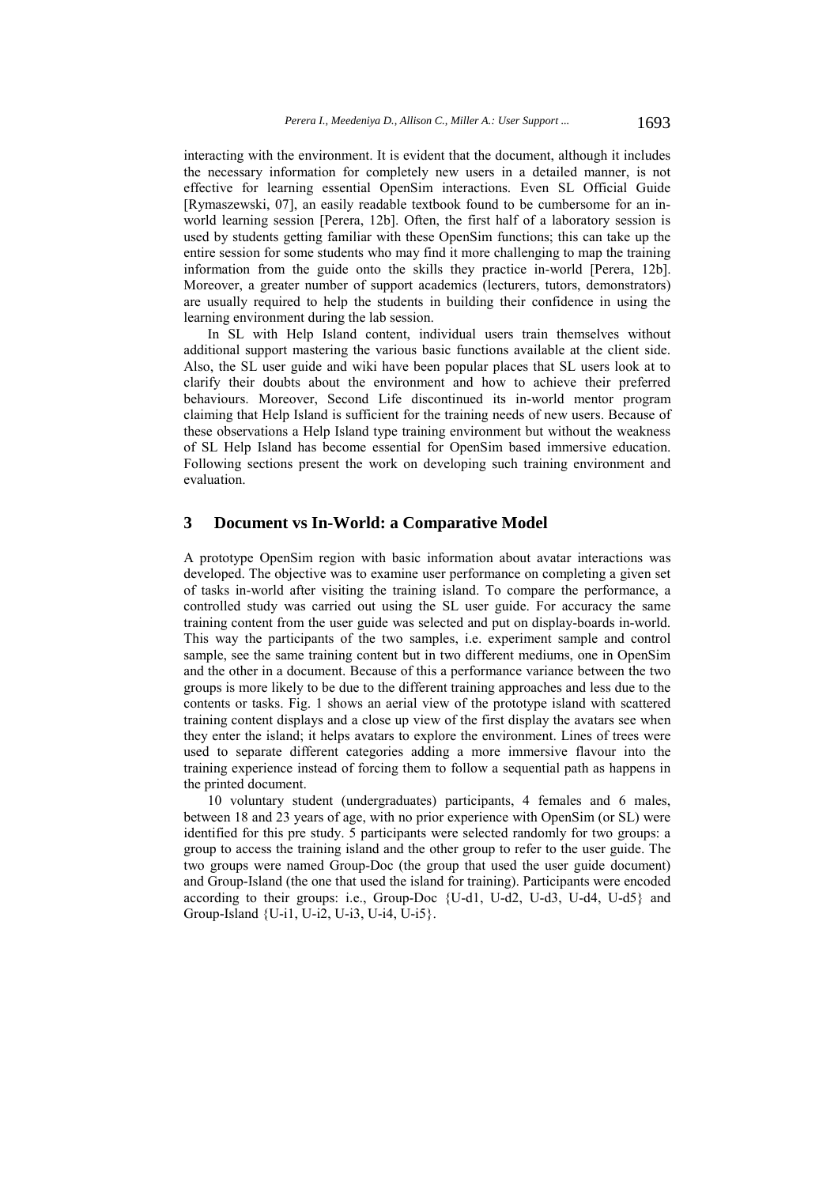interacting with the environment. It is evident that the document, although it includes the necessary information for completely new users in a detailed manner, is not effective for learning essential OpenSim interactions. Even SL Official Guide [Rymaszewski, 07], an easily readable textbook found to be cumbersome for an in-world learning session [Perera, 12b]. Often, the first half of a laboratory session is used by students getting familiar with these OpenSim functions; this can take up the entire session for some students who may find it more challenging to map the training information from the guide onto the skills they practice in-world [Perera, 12b]. Moreover, a greater number of support academics (lecturers, tutors, demonstrators) are usually required to help the students in building their confidence in using the learning environment during the lab session.

In SL with Help Island content, individual users train themselves without additional support mastering the various basic functions available at the client side. Also, the SL user guide and wiki have been popular places that SL users look at to clarify their doubts about the environment and how to achieve their preferred behaviours. Moreover, Second Life discontinued its in-world mentor program claiming that Help Island is sufficient for the training needs of new users. Because of these observations a Help Island type training environment but without the weakness of SL Help Island has become essential for OpenSim based immersive education. Following sections present the work on developing such training environment and evaluation.

## 3 Document vs In-World: a Comparative Model

A prototype OpenSim region with basic information about avatar interactions was developed. The objective was to examine user performance on completing a given set of tasks in-world after visiting the training island. To compare the performance, a controlled study was carried out using the SL user guide. For accuracy the same training content from the user guide was selected and put on display-boards in-world. This way the participants of the two samples, i.e. experiment sample and control sample, see the same training content but in two different mediums, one in OpenSim and the other in a document. Because of this a performance variance between the two groups is more likely to be due to the different training approaches and less due to the contents or tasks. Fig. 1 shows an aerial view of the prototype island with scattered training content displays and a close up view of the first display the avatars see when they enter the island; it helps avatars to explore the environment. Lines of trees were used to separate different categories adding a more immersive flavour into the training experience instead of forcing them to follow a sequential path as happens in the printed document.

10 voluntary student (undergraduates) participants, 4 females and 6 males, between 18 and 23 years of age, with no prior experience with OpenSim (or SL) were identified for this pre study. 5 participants were selected randomly for two groups: a group to access the training island and the other group to refer to the user guide. The two groups were named Group-Doc (the group that used the user guide document) and Group-Island (the one that used the island for training). Participants were encoded according to their groups: i.e., Group-Doc {U-d1, U-d2, U-d3, U-d4, U-d5} and Group-Island {U-i1, U-i2, U-i3, U-i4, U-i5}.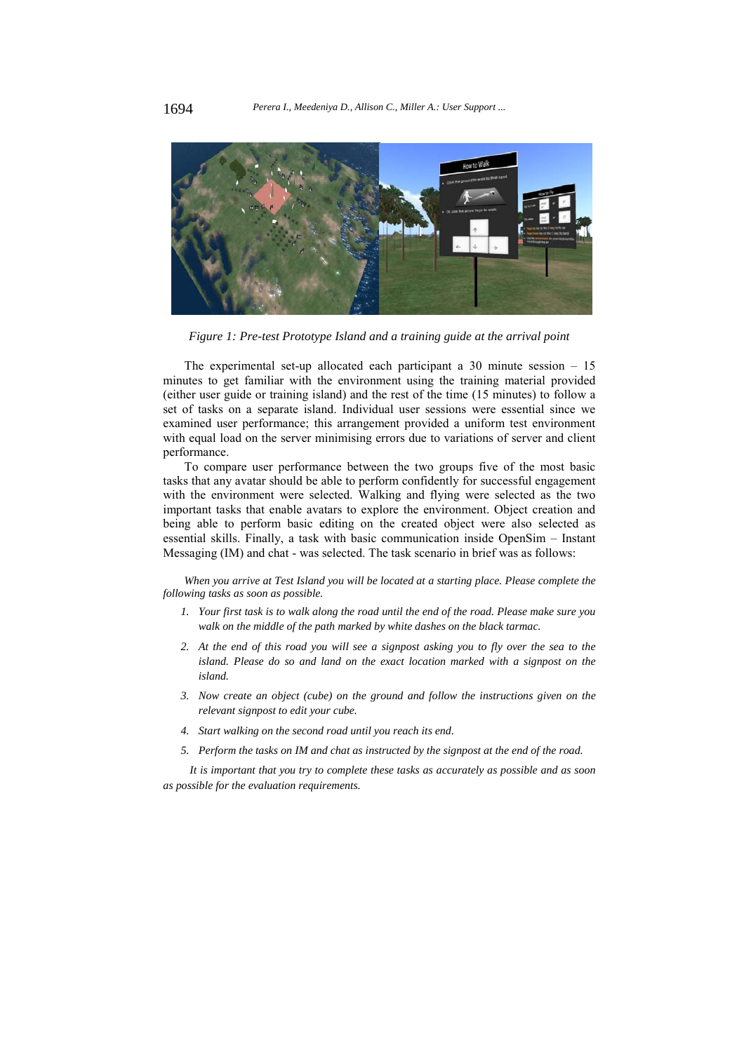*Figure 1: Pre-test Prototype Island and a training guide at the arrival point*

The experimental set-up allocated each participant a 30 minute session – 15 minutes to get familiar with the environment using the training material provided (either user guide or training island) and the rest of the time (15 minutes) to follow a set of tasks on a separate island. Individual user sessions were essential since we examined user performance; this arrangement provided a uniform test environment with equal load on the server minimising errors due to variations of server and client performance.

To compare user performance between the two groups five of the most basic tasks that any avatar should be able to perform confidently for successful engagement with the environment were selected. Walking and flying were selected as the two important tasks that enable avatars to explore the environment. Object creation and being able to perform basic editing on the created object were also selected as essential skills. Finally, a task with basic communication inside OpenSim – Instant Messaging (IM) and chat - was selected. The task scenario in brief was as follows:

*When you arrive at Test Island you will be located at a starting place. Please complete the following tasks as soon as possible.*

1. *Your first task is to walk along the road until the end of the road. Please make sure you walk on the middle of the path marked by white dashes on the black tarmac.*
2. *At the end of this road you will see a signpost asking you to fly over the sea to the island. Please do so and land on the exact location marked with a signpost on the island.*
3. *Now create an object (cube) on the ground and follow the instructions given on the relevant signpost to edit your cube.*
4. *Start walking on the second road until you reach its end.*
5. *Perform the tasks on IM and chat as instructed by the signpost at the end of the road.*

*It is important that you try to complete these tasks as accurately as possible and as soon as possible for the evaluation requirements.*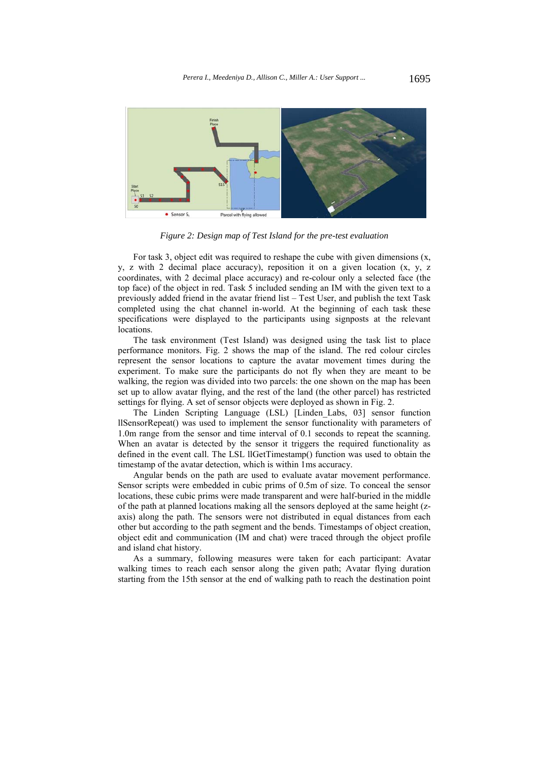*Figure 2: Design map of Test Island for the pre-test evaluation*

For task 3, object edit was required to reshape the cube with given dimensions (x, y, z with 2 decimal place accuracy), reposition it on a given location (x, y, z coordinates, with 2 decimal place accuracy) and re-colour only a selected face (the top face) of the object in red. Task 5 included sending an IM with the given text to a previously added friend in the avatar friend list – Test User, and publish the text Task completed using the chat channel in-world. At the beginning of each task these specifications were displayed to the participants using signposts at the relevant locations.

The task environment (Test Island) was designed using the task list to place performance monitors. Fig. 2 shows the map of the island. The red colour circles represent the sensor locations to capture the avatar movement times during the experiment. To make sure the participants do not fly when they are meant to be walking, the region was divided into two parcels: the one shown on the map has been set up to allow avatar flying, and the rest of the land (the other parcel) has restricted settings for flying. A set of sensor objects were deployed as shown in Fig. 2.

The Linden Scripting Language (LSL) [Linden_Labs, 03] sensor function llSensorRepeat() was used to implement the sensor functionality with parameters of 1.0m range from the sensor and time interval of 0.1 seconds to repeat the scanning. When an avatar is detected by the sensor it triggers the required functionality as defined in the event call. The LSL llGetTimestamp() function was used to obtain the timestamp of the avatar detection, which is within 1ms accuracy.

Angular bends on the path are used to evaluate avatar movement performance. Sensor scripts were embedded in cubic prims of 0.5m of size. To conceal the sensor locations, these cubic prims were made transparent and were half-buried in the middle of the path at planned locations making all the sensors deployed at the same height (z-axis) along the path. The sensors were not distributed in equal distances from each other but according to the path segment and the bends. Timestamps of object creation, object edit and communication (IM and chat) were traced through the object profile and island chat history.

As a summary, following measures were taken for each participant: Avatar walking times to reach each sensor along the given path; Avatar flying duration starting from the 15th sensor at the end of walking path to reach the destination point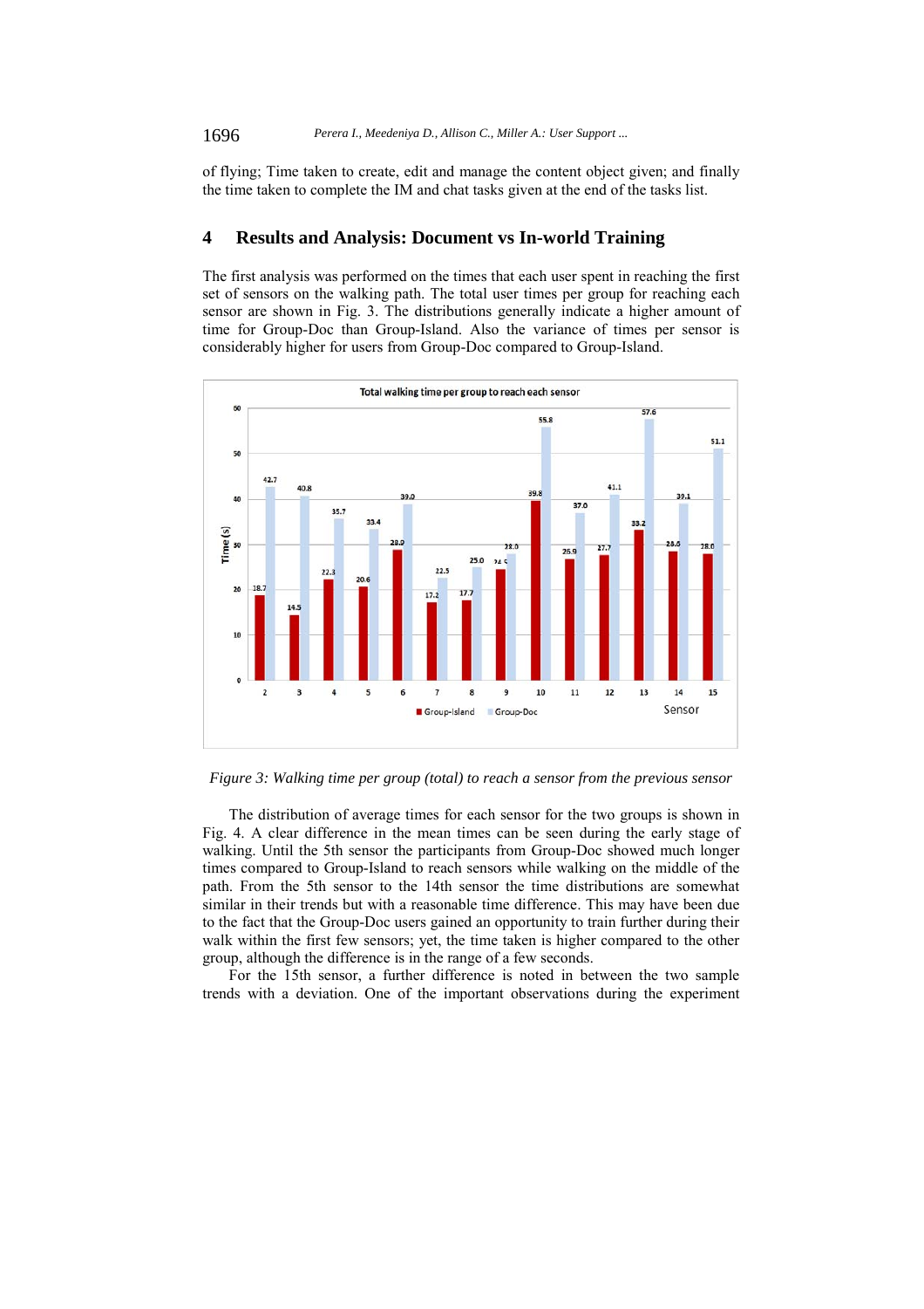of flying; Time taken to create, edit and manage the content object given; and finally the time taken to complete the IM and chat tasks given at the end of the tasks list.

## 4 Results and Analysis: Document vs In-world Training

The first analysis was performed on the times that each user spent in reaching the first set of sensors on the walking path. The total user times per group for reaching each sensor are shown in Fig. 3. The distributions generally indicate a higher amount of time for Group-Doc than Group-Island. Also the variance of times per sensor is considerably higher for users from Group-Doc compared to Group-Island.

*Figure 3: Walking time per group (total) to reach a sensor from the previous sensor*

The distribution of average times for each sensor for the two groups is shown in Fig. 4. A clear difference in the mean times can be seen during the early stage of walking. Until the 5th sensor the participants from Group-Doc showed much longer times compared to Group-Island to reach sensors while walking on the middle of the path. From the 5th sensor to the 14th sensor the time distributions are somewhat similar in their trends but with a reasonable time difference. This may have been due to the fact that the Group-Doc users gained an opportunity to train further during their walk within the first few sensors; yet, the time taken is higher compared to the other group, although the difference is in the range of a few seconds.

For the 15th sensor, a further difference is noted in between the two sample trends with a deviation. One of the important observations during the experiment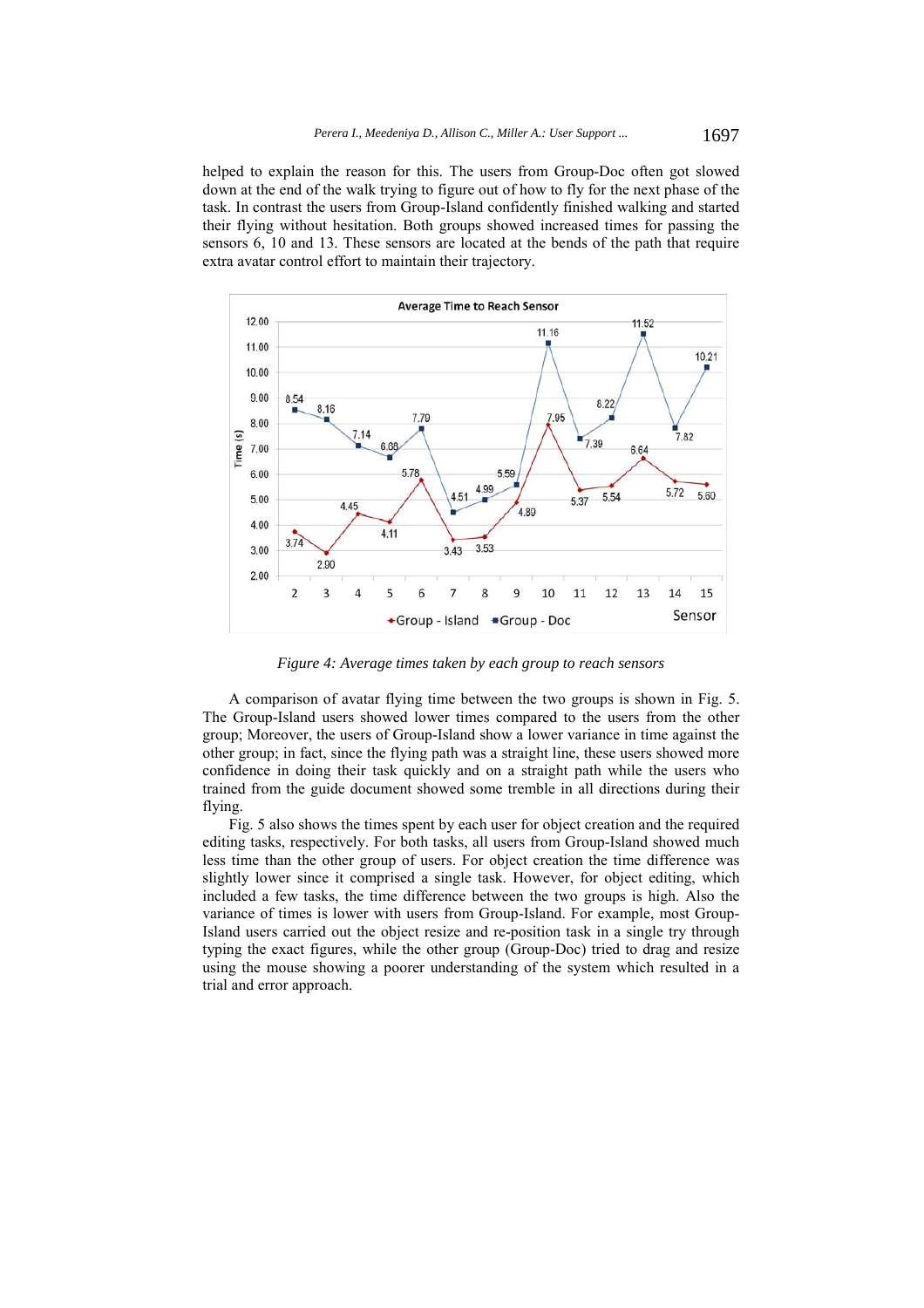helped to explain the reason for this. The users from Group-Doc often got slowed down at the end of the walk trying to figure out of how to fly for the next phase of the task. In contrast the users from Group-Island confidently finished walking and started their flying without hesitation. Both groups showed increased times for passing the sensors 6, 10 and 13. These sensors are located at the bends of the path that require extra avatar control effort to maintain their trajectory.

*Figure 4: Average times taken by each group to reach sensors*

A comparison of avatar flying time between the two groups is shown in Fig. 5. The Group-Island users showed lower times compared to the users from the other group; Moreover, the users of Group-Island show a lower variance in time against the other group; in fact, since the flying path was a straight line, these users showed more confidence in doing their task quickly and on a straight path while the users who trained from the guide document showed some tremble in all directions during their flying.

Fig. 5 also shows the times spent by each user for object creation and the required editing tasks, respectively. For both tasks, all users from Group-Island showed much less time than the other group of users. For object creation the time difference was slightly lower since it comprised a single task. However, for object editing, which included a few tasks, the time difference between the two groups is high. Also the variance of times is lower with users from Group-Island. For example, most Group-Island users carried out the object resize and re-position task in a single try through typing the exact figures, while the other group (Group-Doc) tried to drag and resize using the mouse showing a poorer understanding of the system which resulted in a trial and error approach.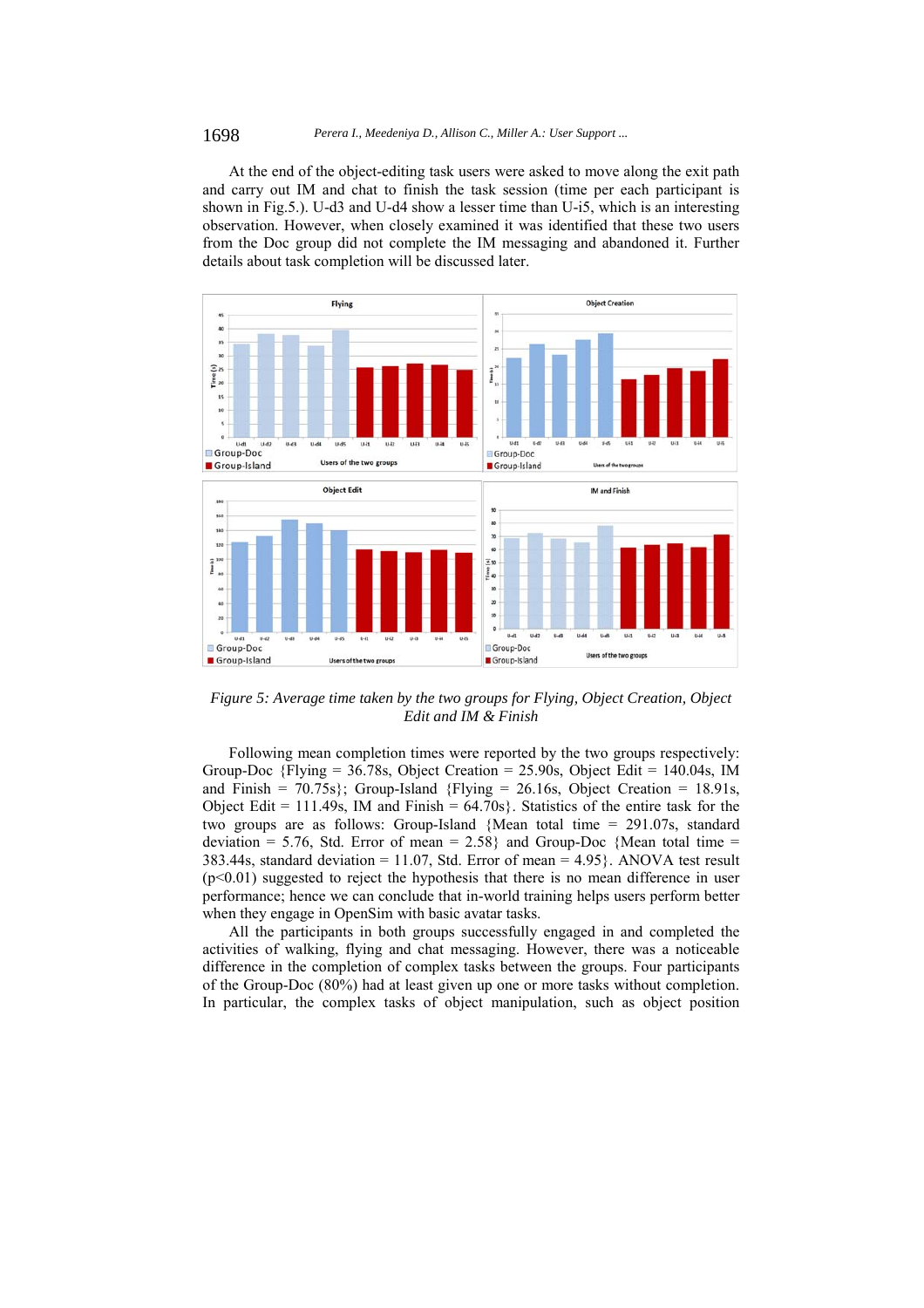At the end of the object-editing task users were asked to move along the exit path and carry out IM and chat to finish the task session (time per each participant is shown in Fig.5.). U-d3 and U-d4 show a lesser time than U-i5, which is an interesting observation. However, when closely examined it was identified that these two users from the Doc group did not complete the IM messaging and abandoned it. Further details about task completion will be discussed later.

*Figure 5: Average time taken by the two groups for Flying, Object Creation, Object Edit and IM & Finish*

Following mean completion times were reported by the two groups respectively: Group-Doc {Flying = 36.78s, Object Creation = 25.90s, Object Edit = 140.04s, IM and Finish = 70.75s}; Group-Island {Flying = 26.16s, Object Creation = 18.91s, Object Edit = 111.49s, IM and Finish = 64.70s}. Statistics of the entire task for the two groups are as follows: Group-Island {Mean total time = 291.07s, standard deviation = 5.76, Std. Error of mean = 2.58} and Group-Doc {Mean total time = 383.44s, standard deviation = 11.07, Std. Error of mean = 4.95}. ANOVA test result ($p<0.01$) suggested to reject the hypothesis that there is no mean difference in user performance; hence we can conclude that in-world training helps users perform better when they engage in OpenSim with basic avatar tasks.

All the participants in both groups successfully engaged in and completed the activities of walking, flying and chat messaging. However, there was a noticeable difference in the completion of complex tasks between the groups. Four participants of the Group-Doc (80%) had at least given up one or more tasks without completion. In particular, the complex tasks of object manipulation, such as object position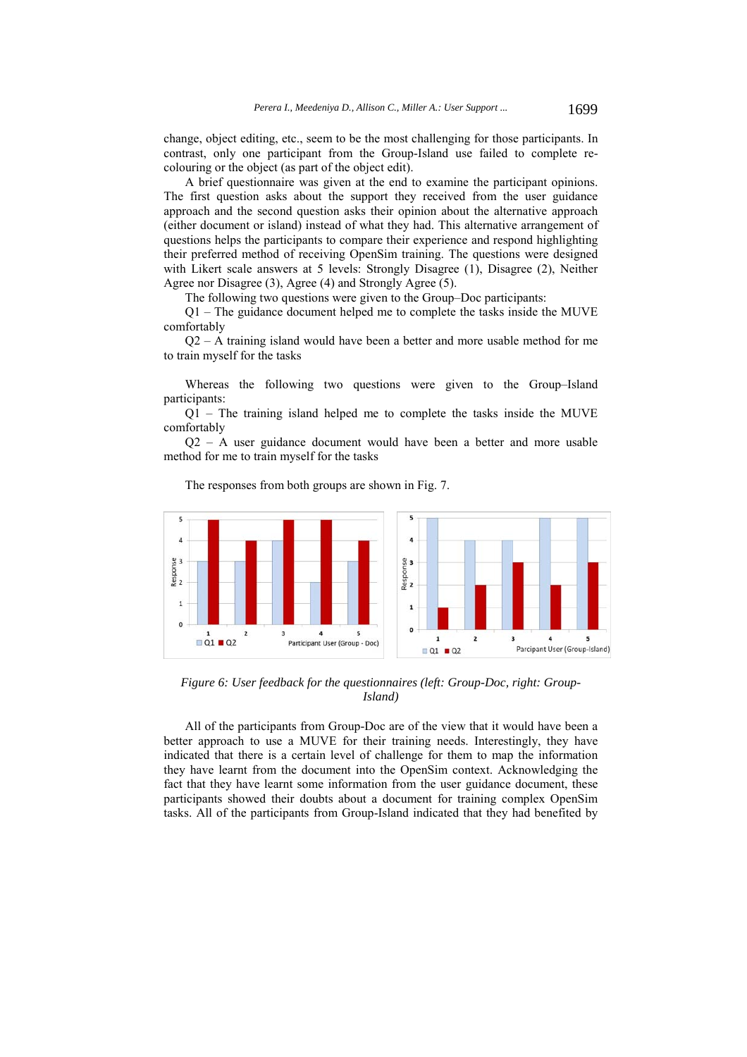change, object editing, etc., seem to be the most challenging for those participants. In contrast, only one participant from the Group-Island use failed to complete re-colouring or the object (as part of the object edit).

A brief questionnaire was given at the end to examine the participant opinions. The first question asks about the support they received from the user guidance approach and the second question asks their opinion about the alternative approach (either document or island) instead of what they had. This alternative arrangement of questions helps the participants to compare their experience and respond highlighting their preferred method of receiving OpenSim training. The questions were designed with Likert scale answers at 5 levels: Strongly Disagree (1), Disagree (2), Neither Agree nor Disagree (3), Agree (4) and Strongly Agree (5).

The following two questions were given to the Group–Doc participants:

Q1 – The guidance document helped me to complete the tasks inside the MUVE comfortably

Q2 – A training island would have been a better and more usable method for me to train myself for the tasks

Whereas the following two questions were given to the Group–Island participants:

Q1 – The training island helped me to complete the tasks inside the MUVE comfortably

Q2 – A user guidance document would have been a better and more usable method for me to train myself for the tasks

The responses from both groups are shown in Fig. 7.

*Figure 6: User feedback for the questionnaires (left: Group-Doc, right: Group-Island)*

All of the participants from Group-Doc are of the view that it would have been a better approach to use a MUVE for their training needs. Interestingly, they have indicated that there is a certain level of challenge for them to map the information they have learnt from the document into the OpenSim context. Acknowledging the fact that they have learnt some information from the user guidance document, these participants showed their doubts about a document for training complex OpenSim tasks. All of the participants from Group-Island indicated that they had benefited by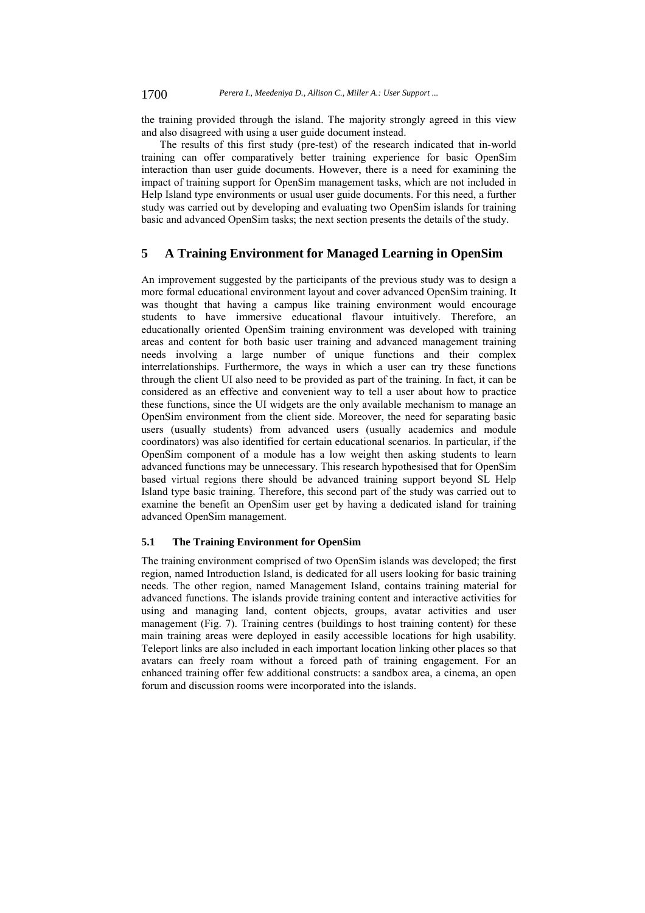the training provided through the island. The majority strongly agreed in this view and also disagreed with using a user guide document instead.

The results of this first study (pre-test) of the research indicated that in-world training can offer comparatively better training experience for basic OpenSim interaction than user guide documents. However, there is a need for examining the impact of training support for OpenSim management tasks, which are not included in Help Island type environments or usual user guide documents. For this need, a further study was carried out by developing and evaluating two OpenSim islands for training basic and advanced OpenSim tasks; the next section presents the details of the study.

## 5 A Training Environment for Managed Learning in OpenSim

An improvement suggested by the participants of the previous study was to design a more formal educational environment layout and cover advanced OpenSim training. It was thought that having a campus like training environment would encourage students to have immersive educational flavour intuitively. Therefore, an educationally oriented OpenSim training environment was developed with training areas and content for both basic user training and advanced management training needs involving a large number of unique functions and their complex interrelationships. Furthermore, the ways in which a user can try these functions through the client UI also need to be provided as part of the training. In fact, it can be considered as an effective and convenient way to tell a user about how to practice these functions, since the UI widgets are the only available mechanism to manage an OpenSim environment from the client side. Moreover, the need for separating basic users (usually students) from advanced users (usually academics and module coordinators) was also identified for certain educational scenarios. In particular, if the OpenSim component of a module has a low weight then asking students to learn advanced functions may be unnecessary. This research hypothesised that for OpenSim based virtual regions there should be advanced training support beyond SL Help Island type basic training. Therefore, this second part of the study was carried out to examine the benefit an OpenSim user get by having a dedicated island for training advanced OpenSim management.

### 5.1 The Training Environment for OpenSim

The training environment comprised of two OpenSim islands was developed; the first region, named Introduction Island, is dedicated for all users looking for basic training needs. The other region, named Management Island, contains training material for advanced functions. The islands provide training content and interactive activities for using and managing land, content objects, groups, avatar activities and user management (Fig. 7). Training centres (buildings to host training content) for these main training areas were deployed in easily accessible locations for high usability. Teleport links are also included in each important location linking other places so that avatars can freely roam without a forced path of training engagement. For an enhanced training offer few additional constructs: a sandbox area, a cinema, an open forum and discussion rooms were incorporated into the islands.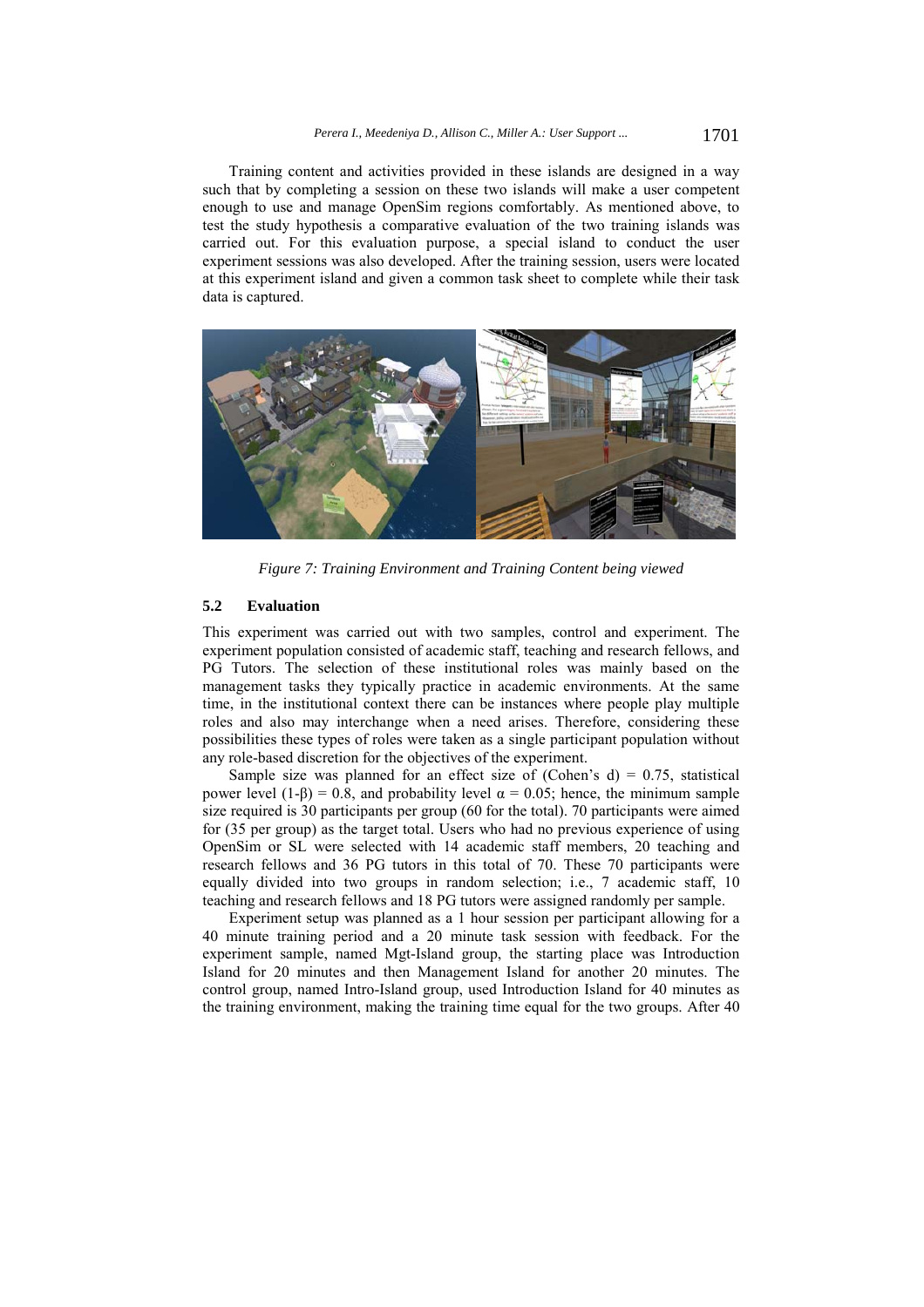Training content and activities provided in these islands are designed in a way such that by completing a session on these two islands will make a user competent enough to use and manage OpenSim regions comfortably. As mentioned above, to test the study hypothesis a comparative evaluation of the two training islands was carried out. For this evaluation purpose, a special island to conduct the user experiment sessions was also developed. After the training session, users were located at this experiment island and given a common task sheet to complete while their task data is captured.

*Figure 7: Training Environment and Training Content being viewed*

### 5.2 Evaluation

This experiment was carried out with two samples, control and experiment. The experiment population consisted of academic staff, teaching and research fellows, and PG Tutors. The selection of these institutional roles was mainly based on the management tasks they typically practice in academic environments. At the same time, in the institutional context there can be instances where people play multiple roles and also may interchange when a need arises. Therefore, considering these possibilities these types of roles were taken as a single participant population without any role-based discretion for the objectives of the experiment.

Sample size was planned for an effect size of (Cohen's d) = 0.75, statistical power level (1-β) = 0.8, and probability level α = 0.05; hence, the minimum sample size required is 30 participants per group (60 for the total). 70 participants were aimed for (35 per group) as the target total. Users who had no previous experience of using OpenSim or SL were selected with 14 academic staff members, 20 teaching and research fellows and 36 PG tutors in this total of 70. These 70 participants were equally divided into two groups in random selection; i.e., 7 academic staff, 10 teaching and research fellows and 18 PG tutors were assigned randomly per sample.

Experiment setup was planned as a 1 hour session per participant allowing for a 40 minute training period and a 20 minute task session with feedback. For the experiment sample, named Mgt-Island group, the starting place was Introduction Island for 20 minutes and then Management Island for another 20 minutes. The control group, named Intro-Island group, used Introduction Island for 40 minutes as the training environment, making the training time equal for the two groups. After 40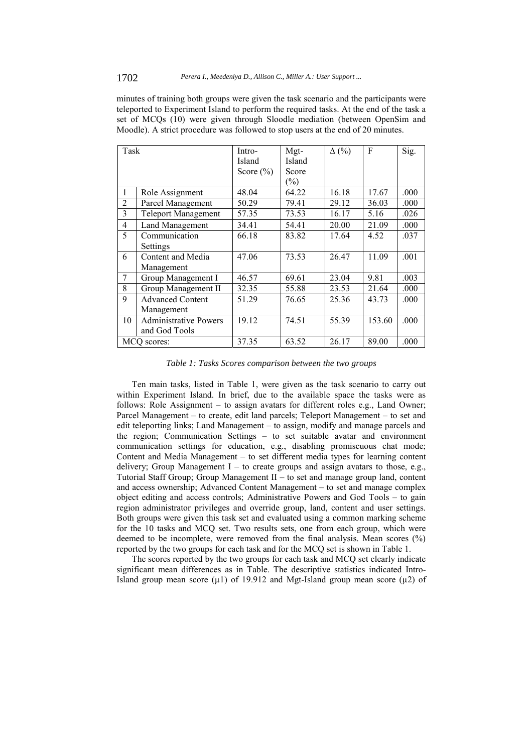minutes of training both groups were given the task scenario and the participants were teleported to Experiment Island to perform the required tasks. At the end of the task a set of MCQs (10) were given through Sloodle mediation (between OpenSim and Moodle). A strict procedure was followed to stop users at the end of 20 minutes.

| Task | | Intro-Island Score (%) | Mgt-Island Score (%) | Δ (%) | F | Sig. |
|---|---|---|---|---|---|---|
| 1 | Role Assignment | 48.04 | 64.22 | 16.18 | 17.67 | .000 |
| 2 | Parcel Management | 50.29 | 79.41 | 29.12 | 36.03 | .000 |
| 3 | Teleport Management | 57.35 | 73.53 | 16.17 | 5.16 | .026 |
| 4 | Land Management | 34.41 | 54.41 | 20.00 | 21.09 | .000 |
| 5 | Communication Settings | 66.18 | 83.82 | 17.64 | 4.52 | .037 |
| 6 | Content and Media Management | 47.06 | 73.53 | 26.47 | 11.09 | .001 |
| 7 | Group Management I | 46.57 | 69.61 | 23.04 | 9.81 | .003 |
| 8 | Group Management II | 32.35 | 55.88 | 23.53 | 21.64 | .000 |
| 9 | Advanced Content Management | 51.29 | 76.65 | 25.36 | 43.73 | .000 |
| 10 | Administrative Powers and God Tools | 19.12 | 74.51 | 55.39 | 153.60 | .000 |
| MCQ scores: | | 37.35 | 63.52 | 26.17 | 89.00 | .000 |

*Table 1: Tasks Scores comparison between the two groups*

Ten main tasks, listed in Table 1, were given as the task scenario to carry out within Experiment Island. In brief, due to the available space the tasks were as follows: Role Assignment – to assign avatars for different roles e.g., Land Owner; Parcel Management – to create, edit land parcels; Teleport Management – to set and edit teleporting links; Land Management – to assign, modify and manage parcels and the region; Communication Settings – to set suitable avatar and environment communication settings for education, e.g., disabling promiscuous chat mode; Content and Media Management – to set different media types for learning content delivery; Group Management I – to create groups and assign avatars to those, e.g., Tutorial Staff Group; Group Management II – to set and manage group land, content and access ownership; Advanced Content Management – to set and manage complex object editing and access controls; Administrative Powers and God Tools – to gain region administrator privileges and override group, land, content and user settings. Both groups were given this task set and evaluated using a common marking scheme for the 10 tasks and MCQ set. Two results sets, one from each group, which were deemed to be incomplete, were removed from the final analysis. Mean scores (%) reported by the two groups for each task and for the MCQ set is shown in Table 1.

The scores reported by the two groups for each task and MCQ set clearly indicate significant mean differences as in Table. The descriptive statistics indicated Intro-Island group mean score ($\mu1$) of 19.912 and Mgt-Island group mean score ($\mu2$) of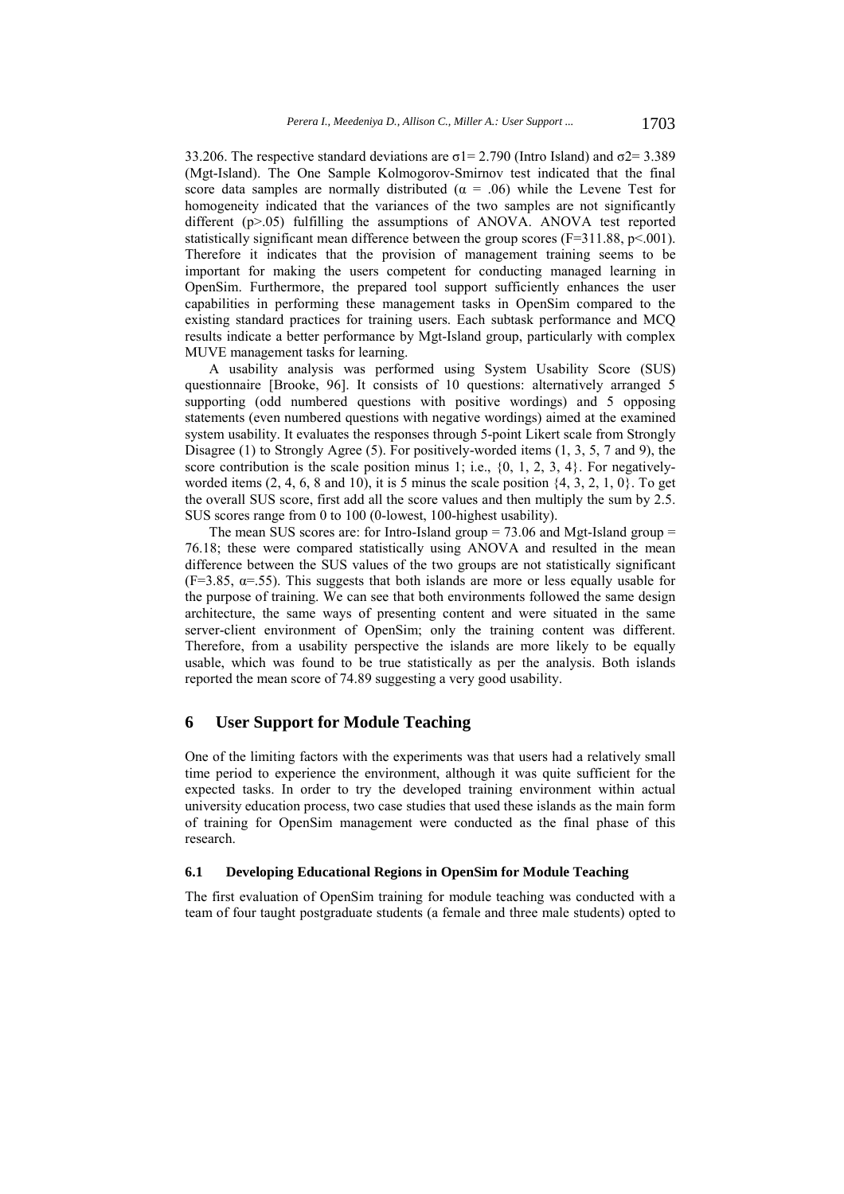33.206. The respective standard deviations are $\sigma 1 = 2.790$ (Intro Island) and $\sigma 2 = 3.389$ (Mgt-Island). The One Sample Kolmogorov-Smirnov test indicated that the final score data samples are normally distributed ($\alpha = .06$) while the Levene Test for homogeneity indicated that the variances of the two samples are not significantly different ($p > .05$) fulfilling the assumptions of ANOVA. ANOVA test reported statistically significant mean difference between the group scores ($F = 311.88$, $p < .001$). Therefore it indicates that the provision of management training seems to be important for making the users competent for conducting managed learning in OpenSim. Furthermore, the prepared tool support sufficiently enhances the user capabilities in performing these management tasks in OpenSim compared to the existing standard practices for training users. Each subtask performance and MCQ results indicate a better performance by Mgt-Island group, particularly with complex MUVE management tasks for learning.

A usability analysis was performed using System Usability Score (SUS) questionnaire [Brooke, 96]. It consists of 10 questions: alternatively arranged 5 supporting (odd numbered questions with positive wordings) and 5 opposing statements (even numbered questions with negative wordings) aimed at the examined system usability. It evaluates the responses through 5-point Likert scale from Strongly Disagree (1) to Strongly Agree (5). For positively-worded items (1, 3, 5, 7 and 9), the score contribution is the scale position minus 1; i.e., {0, 1, 2, 3, 4}. For negatively-worded items (2, 4, 6, 8 and 10), it is 5 minus the scale position {4, 3, 2, 1, 0}. To get the overall SUS score, first add all the score values and then multiply the sum by 2.5. SUS scores range from 0 to 100 (0-lowest, 100-highest usability).

The mean SUS scores are: for Intro-Island group = 73.06 and Mgt-Island group = 76.18; these were compared statistically using ANOVA and resulted in the mean difference between the SUS values of the two groups are not statistically significant ($F = 3.85$, $\alpha = .55$). This suggests that both islands are more or less equally usable for the purpose of training. We can see that both environments followed the same design architecture, the same ways of presenting content and were situated in the same server-client environment of OpenSim; only the training content was different. Therefore, from a usability perspective the islands are more likely to be equally usable, which was found to be true statistically as per the analysis. Both islands reported the mean score of 74.89 suggesting a very good usability.

## 6 User Support for Module Teaching

One of the limiting factors with the experiments was that users had a relatively small time period to experience the environment, although it was quite sufficient for the expected tasks. In order to try the developed training environment within actual university education process, two case studies that used these islands as the main form of training for OpenSim management were conducted as the final phase of this research.

### 6.1 Developing Educational Regions in OpenSim for Module Teaching

The first evaluation of OpenSim training for module teaching was conducted with a team of four taught postgraduate students (a female and three male students) opted to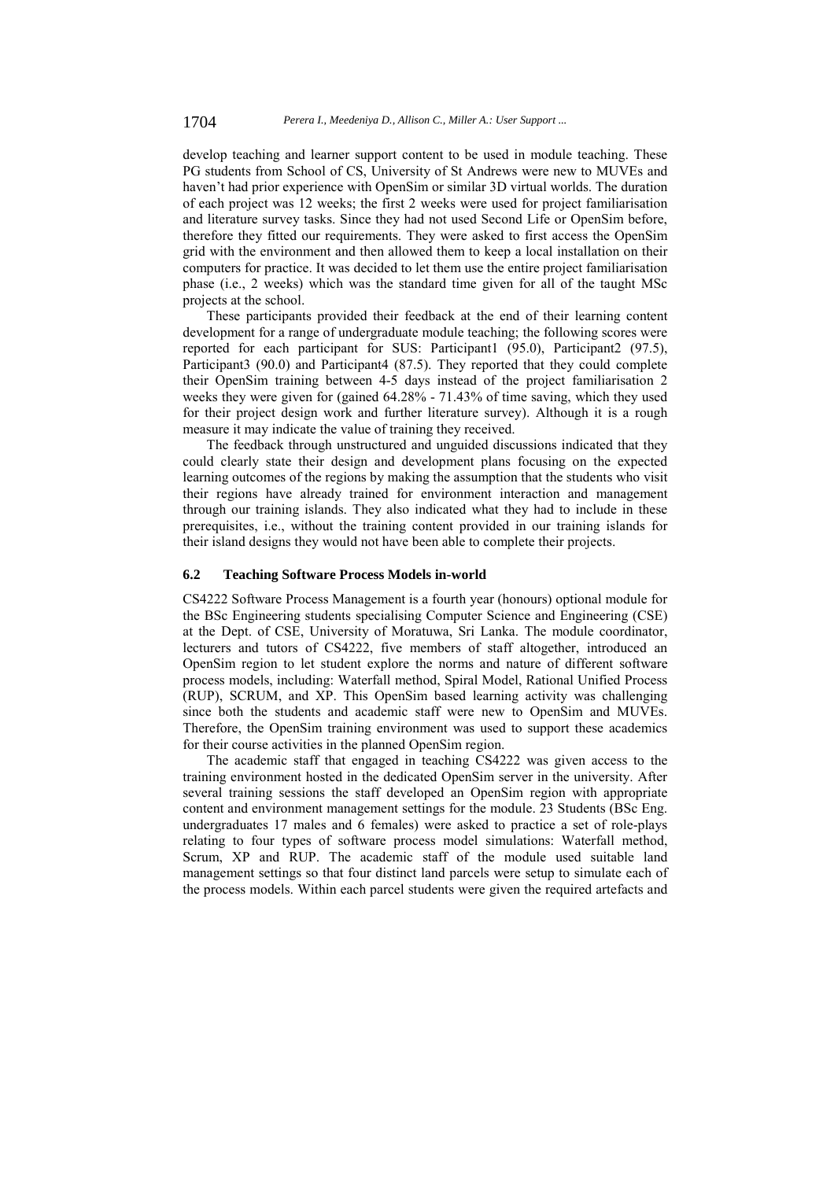develop teaching and learner support content to be used in module teaching. These PG students from School of CS, University of St Andrews were new to MUVEs and haven't had prior experience with OpenSim or similar 3D virtual worlds. The duration of each project was 12 weeks; the first 2 weeks were used for project familiarisation and literature survey tasks. Since they had not used Second Life or OpenSim before, therefore they fitted our requirements. They were asked to first access the OpenSim grid with the environment and then allowed them to keep a local installation on their computers for practice. It was decided to let them use the entire project familiarisation phase (i.e., 2 weeks) which was the standard time given for all of the taught MSc projects at the school.

These participants provided their feedback at the end of their learning content development for a range of undergraduate module teaching; the following scores were reported for each participant for SUS: Participant1 (95.0), Participant2 (97.5), Participant3 (90.0) and Participant4 (87.5). They reported that they could complete their OpenSim training between 4-5 days instead of the project familiarisation 2 weeks they were given for (gained 64.28% - 71.43% of time saving, which they used for their project design work and further literature survey). Although it is a rough measure it may indicate the value of training they received.

The feedback through unstructured and unguided discussions indicated that they could clearly state their design and development plans focusing on the expected learning outcomes of the regions by making the assumption that the students who visit their regions have already trained for environment interaction and management through our training islands. They also indicated what they had to include in these prerequisites, i.e., without the training content provided in our training islands for their island designs they would not have been able to complete their projects.

### 6.2 Teaching Software Process Models in-world

CS4222 Software Process Management is a fourth year (honours) optional module for the BSc Engineering students specialising Computer Science and Engineering (CSE) at the Dept. of CSE, University of Moratuwa, Sri Lanka. The module coordinator, lecturers and tutors of CS4222, five members of staff altogether, introduced an OpenSim region to let student explore the norms and nature of different software process models, including: Waterfall method, Spiral Model, Rational Unified Process (RUP), SCRUM, and XP. This OpenSim based learning activity was challenging since both the students and academic staff were new to OpenSim and MUVEs. Therefore, the OpenSim training environment was used to support these academics for their course activities in the planned OpenSim region.

The academic staff that engaged in teaching CS4222 was given access to the training environment hosted in the dedicated OpenSim server in the university. After several training sessions the staff developed an OpenSim region with appropriate content and environment management settings for the module. 23 Students (BSc Eng. undergraduates 17 males and 6 females) were asked to practice a set of role-plays relating to four types of software process model simulations: Waterfall method, Scrum, XP and RUP. The academic staff of the module used suitable land management settings so that four distinct land parcels were setup to simulate each of the process models. Within each parcel students were given the required artefacts and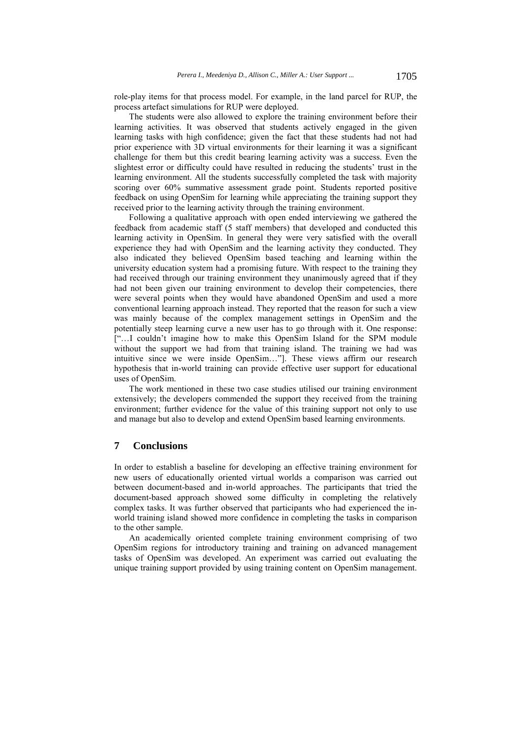role-play items for that process model. For example, in the land parcel for RUP, the process artefact simulations for RUP were deployed.

The students were also allowed to explore the training environment before their learning activities. It was observed that students actively engaged in the given learning tasks with high confidence; given the fact that these students had not had prior experience with 3D virtual environments for their learning it was a significant challenge for them but this credit bearing learning activity was a success. Even the slightest error or difficulty could have resulted in reducing the students' trust in the learning environment. All the students successfully completed the task with majority scoring over 60% summative assessment grade point. Students reported positive feedback on using OpenSim for learning while appreciating the training support they received prior to the learning activity through the training environment.

Following a qualitative approach with open ended interviewing we gathered the feedback from academic staff (5 staff members) that developed and conducted this learning activity in OpenSim. In general they were very satisfied with the overall experience they had with OpenSim and the learning activity they conducted. They also indicated they believed OpenSim based teaching and learning within the university education system had a promising future. With respect to the training they had received through our training environment they unanimously agreed that if they had not been given our training environment to develop their competencies, there were several points when they would have abandoned OpenSim and used a more conventional learning approach instead. They reported that the reason for such a view was mainly because of the complex management settings in OpenSim and the potentially steep learning curve a new user has to go through with it. One response: ["…I couldn't imagine how to make this OpenSim Island for the SPM module without the support we had from that training island. The training we had was intuitive since we were inside OpenSim…"]. These views affirm our research hypothesis that in-world training can provide effective user support for educational uses of OpenSim.

The work mentioned in these two case studies utilised our training environment extensively; the developers commended the support they received from the training environment; further evidence for the value of this training support not only to use and manage but also to develop and extend OpenSim based learning environments.

## 7 Conclusions

In order to establish a baseline for developing an effective training environment for new users of educationally oriented virtual worlds a comparison was carried out between document-based and in-world approaches. The participants that tried the document-based approach showed some difficulty in completing the relatively complex tasks. It was further observed that participants who had experienced the in-world training island showed more confidence in completing the tasks in comparison to the other sample.

An academically oriented complete training environment comprising of two OpenSim regions for introductory training and training on advanced management tasks of OpenSim was developed. An experiment was carried out evaluating the unique training support provided by using training content on OpenSim management.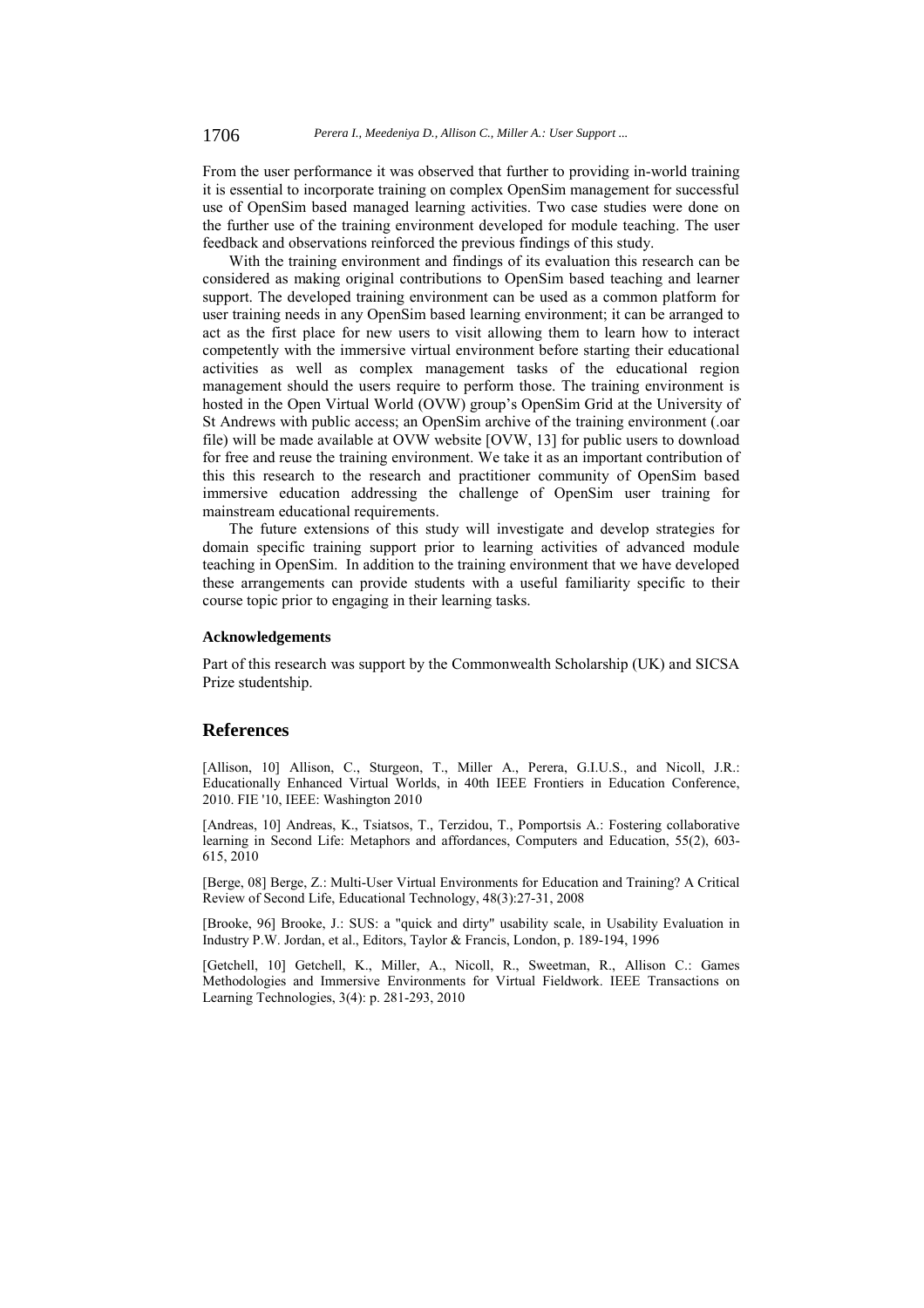From the user performance it was observed that further to providing in-world training it is essential to incorporate training on complex OpenSim management for successful use of OpenSim based managed learning activities. Two case studies were done on the further use of the training environment developed for module teaching. The user feedback and observations reinforced the previous findings of this study.

With the training environment and findings of its evaluation this research can be considered as making original contributions to OpenSim based teaching and learner support. The developed training environment can be used as a common platform for user training needs in any OpenSim based learning environment; it can be arranged to act as the first place for new users to visit allowing them to learn how to interact competently with the immersive virtual environment before starting their educational activities as well as complex management tasks of the educational region management should the users require to perform those. The training environment is hosted in the Open Virtual World (OVW) group's OpenSim Grid at the University of St Andrews with public access; an OpenSim archive of the training environment (.oar file) will be made available at OVW website [OVW, 13] for public users to download for free and reuse the training environment. We take it as an important contribution of this this research to the research and practitioner community of OpenSim based immersive education addressing the challenge of OpenSim user training for mainstream educational requirements.

The future extensions of this study will investigate and develop strategies for domain specific training support prior to learning activities of advanced module teaching in OpenSim. In addition to the training environment that we have developed these arrangements can provide students with a useful familiarity specific to their course topic prior to engaging in their learning tasks.

### Acknowledgements

Part of this research was support by the Commonwealth Scholarship (UK) and SICSA Prize studentship.

## References

[Allison, 10] Allison, C., Sturgeon, T., Miller A., Perera, G.I.U.S., and Nicoll, J.R.: Educationally Enhanced Virtual Worlds, in 40th IEEE Frontiers in Education Conference, 2010. FIE '10, IEEE: Washington 2010

[Andreas, 10] Andreas, K., Tsiatsos, T., Terzidou, T., Pomportsis A.: Fostering collaborative learning in Second Life: Metaphors and affordances, Computers and Education, 55(2), 603-615, 2010

[Berge, 08] Berge, Z.: Multi-User Virtual Environments for Education and Training? A Critical Review of Second Life, Educational Technology, 48(3):27-31, 2008

[Brooke, 96] Brooke, J.: SUS: a "quick and dirty" usability scale, in Usability Evaluation in Industry P.W. Jordan, et al., Editors, Taylor & Francis, London, p. 189-194, 1996

[Getchell, 10] Getchell, K., Miller, A., Nicoll, R., Sweetman, R., Allison C.: Games Methodologies and Immersive Environments for Virtual Fieldwork. IEEE Transactions on Learning Technologies, 3(4): p. 281-293, 2010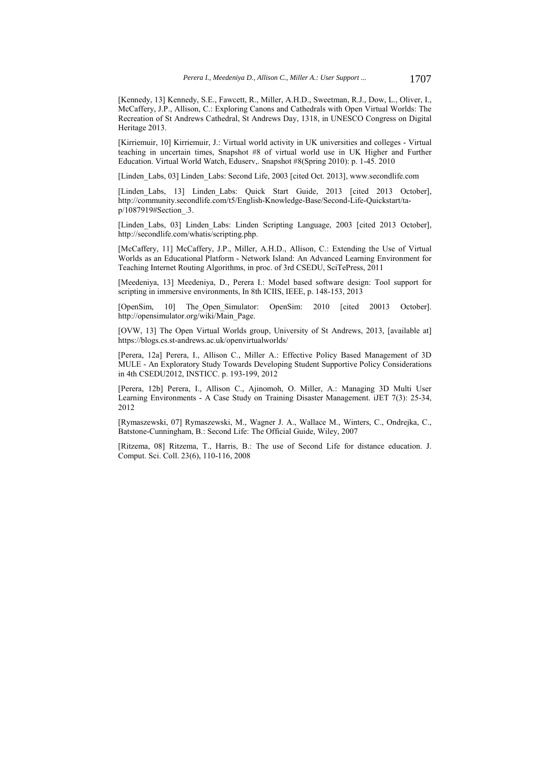[Kennedy, 13] Kennedy, S.E., Fawcett, R., Miller, A.H.D., Sweetman, R.J., Dow, L., Oliver, I., McCaffery, J.P., Allison, C.: Exploring Canons and Cathedrals with Open Virtual Worlds: The Recreation of St Andrews Cathedral, St Andrews Day, 1318, in UNESCO Congress on Digital Heritage 2013.

[Kirriemuir, 10] Kirriemuir, J.: Virtual world activity in UK universities and colleges - Virtual teaching in uncertain times, Snapshot #8 of virtual world use in UK Higher and Further Education. Virtual World Watch, Eduserv,. Snapshot #8(Spring 2010): p. 1-45. 2010

[Linden_Labs, 03] Linden_Labs: Second Life, 2003 [cited Oct. 2013], www.secondlife.com

[Linden_Labs, 13] Linden_Labs: Quick Start Guide, 2013 [cited 2013 October], http://community.secondlife.com/t5/English-Knowledge-Base/Second-Life-Quickstart/ta-p/1087919#Section_.3.

[Linden_Labs, 03] Linden_Labs: Linden Scripting Language, 2003 [cited 2013 October], http://secondlife.com/whatis/scripting.php.

[McCaffery, 11] McCaffery, J.P., Miller, A.H.D., Allison, C.: Extending the Use of Virtual Worlds as an Educational Platform - Network Island: An Advanced Learning Environment for Teaching Internet Routing Algorithms, in proc. of 3rd CSEDU, SciTePress, 2011

[Meedeniya, 13] Meedeniya, D., Perera I.: Model based software design: Tool support for scripting in immersive environments, In 8th ICIIS, IEEE, p. 148-153, 2013

[OpenSim, 10] The_Open_Simulator: OpenSim: 2010 [cited 20013 October]. http://opensimulator.org/wiki/Main_Page.

[OVW, 13] The Open Virtual Worlds group, University of St Andrews, 2013, [available at] https://blogs.cs.st-andrews.ac.uk/openvirtualworlds/

[Perera, 12a] Perera, I., Allison C., Miller A.: Effective Policy Based Management of 3D MULE - An Exploratory Study Towards Developing Student Supportive Policy Considerations in 4th CSEDU2012, INSTICC. p. 193-199, 2012

[Perera, 12b] Perera, I., Allison C., Ajinomoh, O. Miller, A.: Managing 3D Multi User Learning Environments - A Case Study on Training Disaster Management. iJET 7(3): 25-34, 2012

[Rymaszewski, 07] Rymaszewski, M., Wagner J. A., Wallace M., Winters, C., Ondrejka, C., Batstone-Cunningham, B.: Second Life: The Official Guide, Wiley, 2007

[Ritzema, 08] Ritzema, T., Harris, B.: The use of Second Life for distance education. J. Comput. Sci. Coll. 23(6), 110-116, 2008